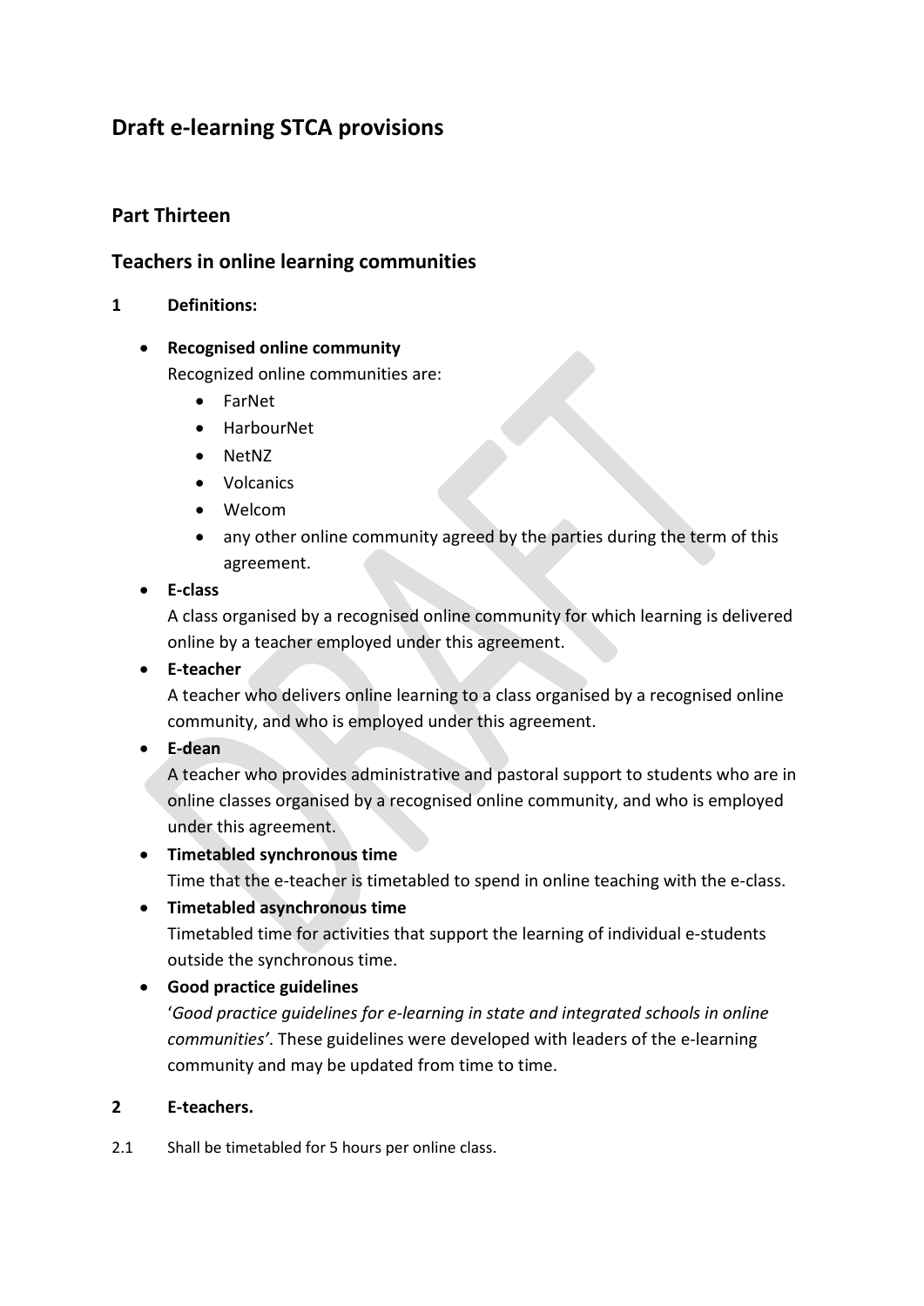# Draft e-learning STCA provisions

## Part Thirteen

## Teachers in online learning communities

**1 Definitions:**

- **Recognised online community**
  Recognized online communities are:
  - FarNet
  - HarbourNet
  - NetNZ
  - Volcanics
  - Welcom
  - any other online community agreed by the parties during the term of this agreement.
- **E-class**
  A class organised by a recognised online community for which learning is delivered online by a teacher employed under this agreement.
- **E-teacher**
  A teacher who delivers online learning to a class organised by a recognised online community, and who is employed under this agreement.
- **E-dean**
  A teacher who provides administrative and pastoral support to students who are in online classes organised by a recognised online community, and who is employed under this agreement.
- **Timetabled synchronous time**
  Time that the e-teacher is timetabled to spend in online teaching with the e-class.
- **Timetabled asynchronous time**
  Timetabled time for activities that support the learning of individual e-students outside the synchronous time.
- **Good practice guidelines**
  '*Good practice guidelines for e-learning in state and integrated schools in online communities'*. These guidelines were developed with leaders of the e-learning community and may be updated from time to time.

**2 E-teachers.**

2.1 Shall be timetabled for 5 hours per online class.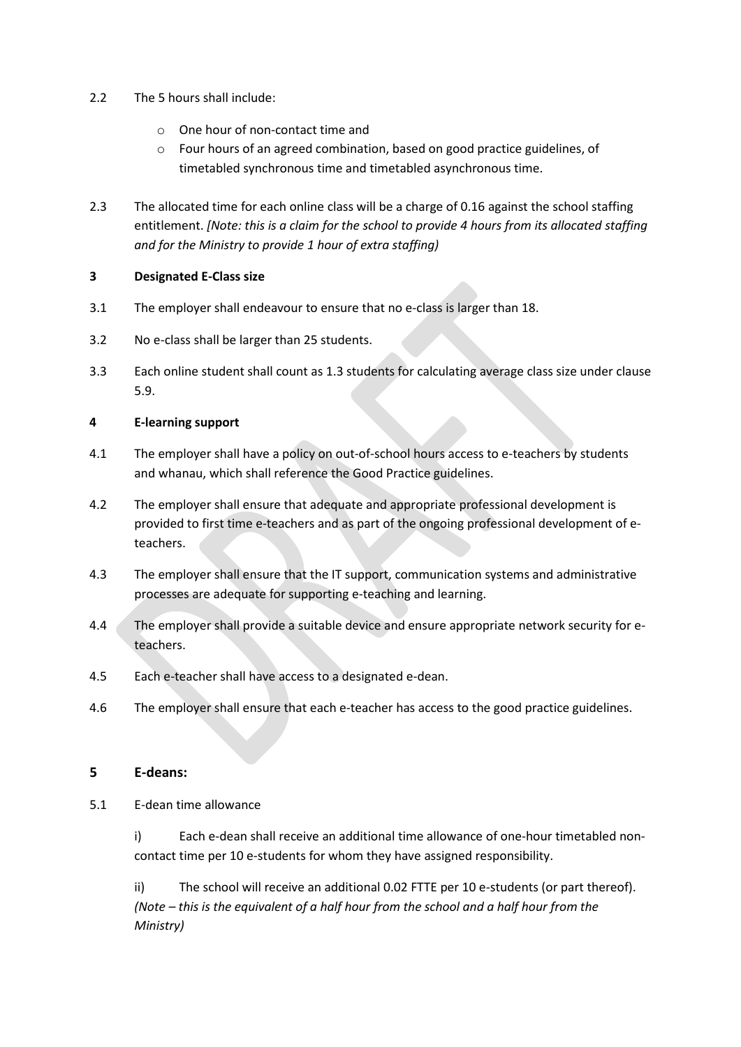2.2 The 5 hours shall include:

- One hour of non-contact time and
- Four hours of an agreed combination, based on good practice guidelines, of timetabled synchronous time and timetabled asynchronous time.

2.3 The allocated time for each online class will be a charge of 0.16 against the school staffing entitlement. *[Note: this is a claim for the school to provide 4 hours from its allocated staffing and for the Ministry to provide 1 hour of extra staffing)*

**3 Designated E-Class size**

3.1 The employer shall endeavour to ensure that no e-class is larger than 18.

3.2 No e-class shall be larger than 25 students.

3.3 Each online student shall count as 1.3 students for calculating average class size under clause 5.9.

**4 E-learning support**

4.1 The employer shall have a policy on out-of-school hours access to e-teachers by students and whanau, which shall reference the Good Practice guidelines.

4.2 The employer shall ensure that adequate and appropriate professional development is provided to first time e-teachers and as part of the ongoing professional development of e-teachers.

4.3 The employer shall ensure that the IT support, communication systems and administrative processes are adequate for supporting e-teaching and learning.

4.4 The employer shall provide a suitable device and ensure appropriate network security for e-teachers.

4.5 Each e-teacher shall have access to a designated e-dean.

4.6 The employer shall ensure that each e-teacher has access to the good practice guidelines.

## 5 E-deans:

5.1 E-dean time allowance

i) Each e-dean shall receive an additional time allowance of one-hour timetabled non-contact time per 10 e-students for whom they have assigned responsibility.

ii) The school will receive an additional 0.02 FTTE per 10 e-students (or part thereof). *(Note – this is the equivalent of a half hour from the school and a half hour from the Ministry)*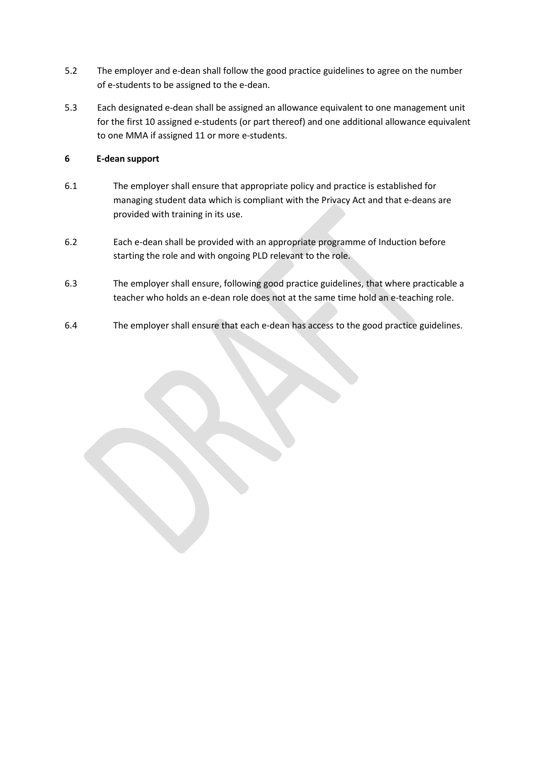5.2 The employer and e-dean shall follow the good practice guidelines to agree on the number of e-students to be assigned to the e-dean.

5.3 Each designated e-dean shall be assigned an allowance equivalent to one management unit for the first 10 assigned e-students (or part thereof) and one additional allowance equivalent to one MMA if assigned 11 or more e-students.

**6 E-dean support**

6.1 The employer shall ensure that appropriate policy and practice is established for managing student data which is compliant with the Privacy Act and that e-deans are provided with training in its use.

6.2 Each e-dean shall be provided with an appropriate programme of Induction before starting the role and with ongoing PLD relevant to the role.

6.3 The employer shall ensure, following good practice guidelines, that where practicable a teacher who holds an e-dean role does not at the same time hold an e-teaching role.

6.4 The employer shall ensure that each e-dean has access to the good practice guidelines.